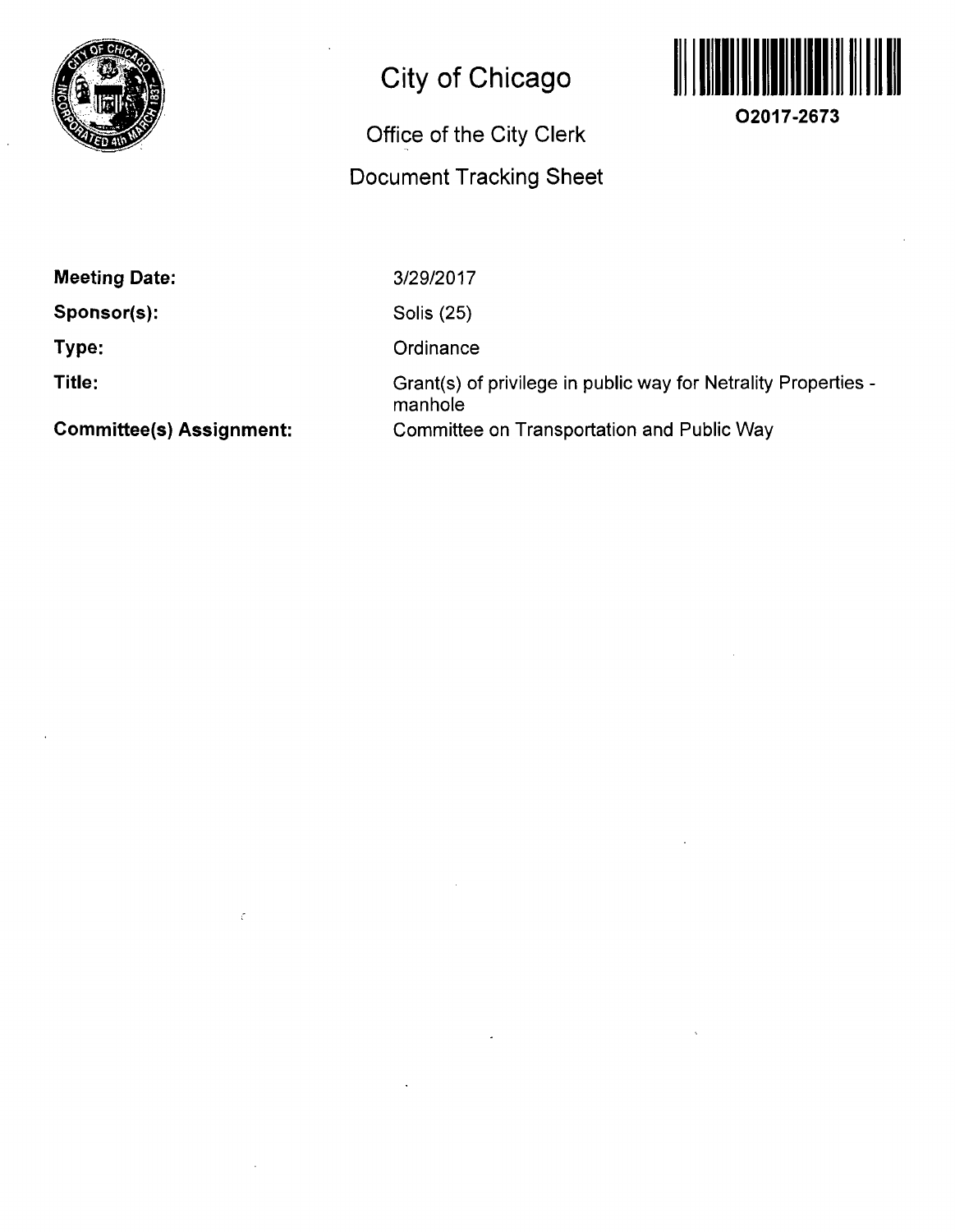# City of Chicago

## Office of the City Clerk

## Document Tracking Sheet

**O2017-2673**

| | |
|---|---|
| **Meeting Date:** | 3/29/2017 |
| **Sponsor(s):** | Solis (25) |
| **Type:** | Ordinance |
| **Title:** | Grant(s) of privilege in public way for Netrality Properties - manhole |
| **Committee(s) Assignment:** | Committee on Transportation and Public Way |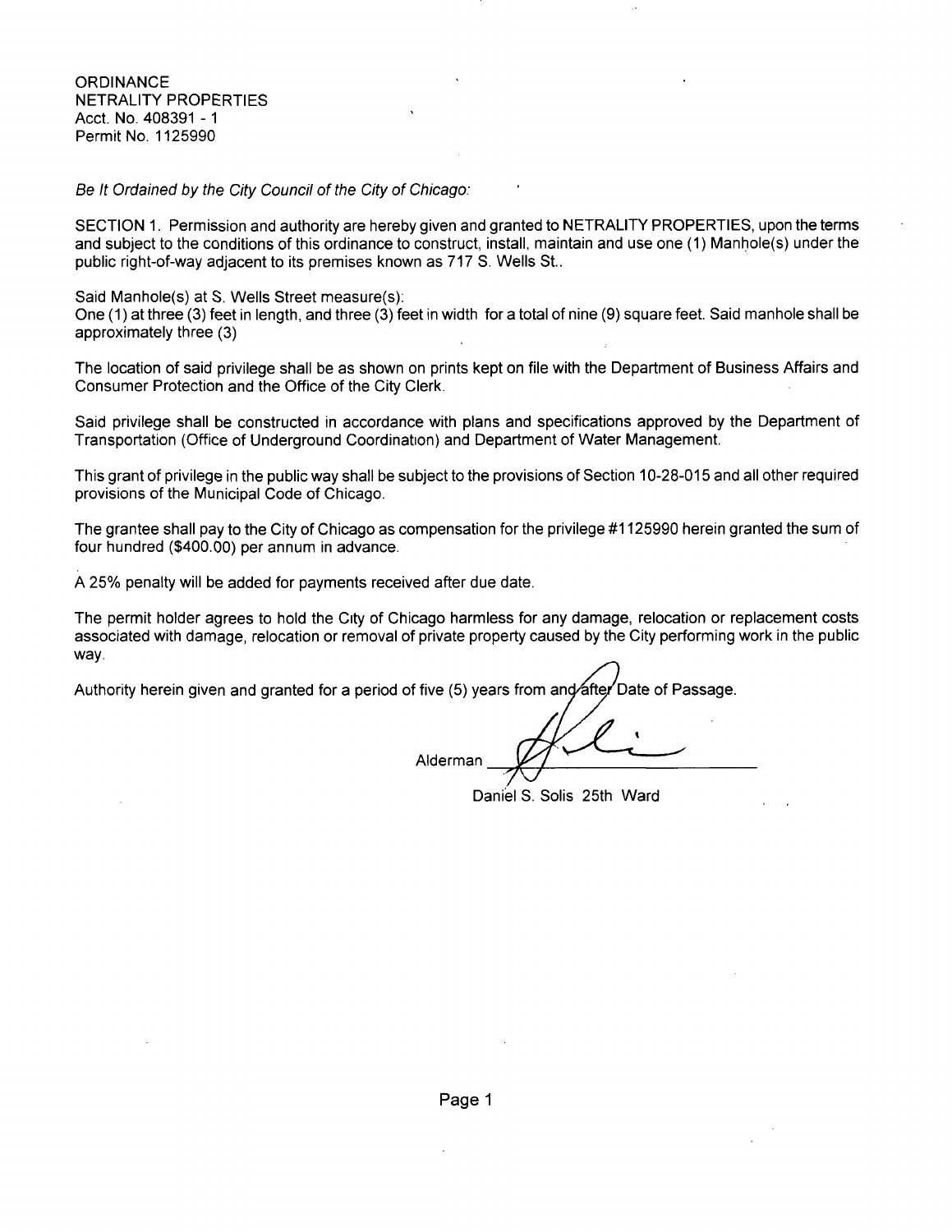ORDINANCE
NETRALITY PROPERTIES
Acct. No. 408391 - 1
Permit No. 1125990

*Be It Ordained by the City Council of the City of Chicago:*

SECTION 1. Permission and authority are hereby given and granted to NETRALITY PROPERTIES, upon the terms and subject to the conditions of this ordinance to construct, install, maintain and use one (1) Manhole(s) under the public right-of-way adjacent to its premises known as 717 S. Wells St..

Said Manhole(s) at S. Wells Street measure(s):
One (1) at three (3) feet in length, and three (3) feet in width for a total of nine (9) square feet. Said manhole shall be approximately three (3)

The location of said privilege shall be as shown on prints kept on file with the Department of Business Affairs and Consumer Protection and the Office of the City Clerk.

Said privilege shall be constructed in accordance with plans and specifications approved by the Department of Transportation (Office of Underground Coordination) and Department of Water Management.

This grant of privilege in the public way shall be subject to the provisions of Section 10-28-015 and all other required provisions of the Municipal Code of Chicago.

The grantee shall pay to the City of Chicago as compensation for the privilege #1125990 herein granted the sum of four hundred ($400.00) per annum in advance.

A 25% penalty will be added for payments received after due date.

The permit holder agrees to hold the City of Chicago harmless for any damage, relocation or replacement costs associated with damage, relocation or removal of private property caused by the City performing work in the public way.

Authority herein given and granted for a period of five (5) years from and after Date of Passage.

Alderman ______________________

Daniel S. Solis 25th Ward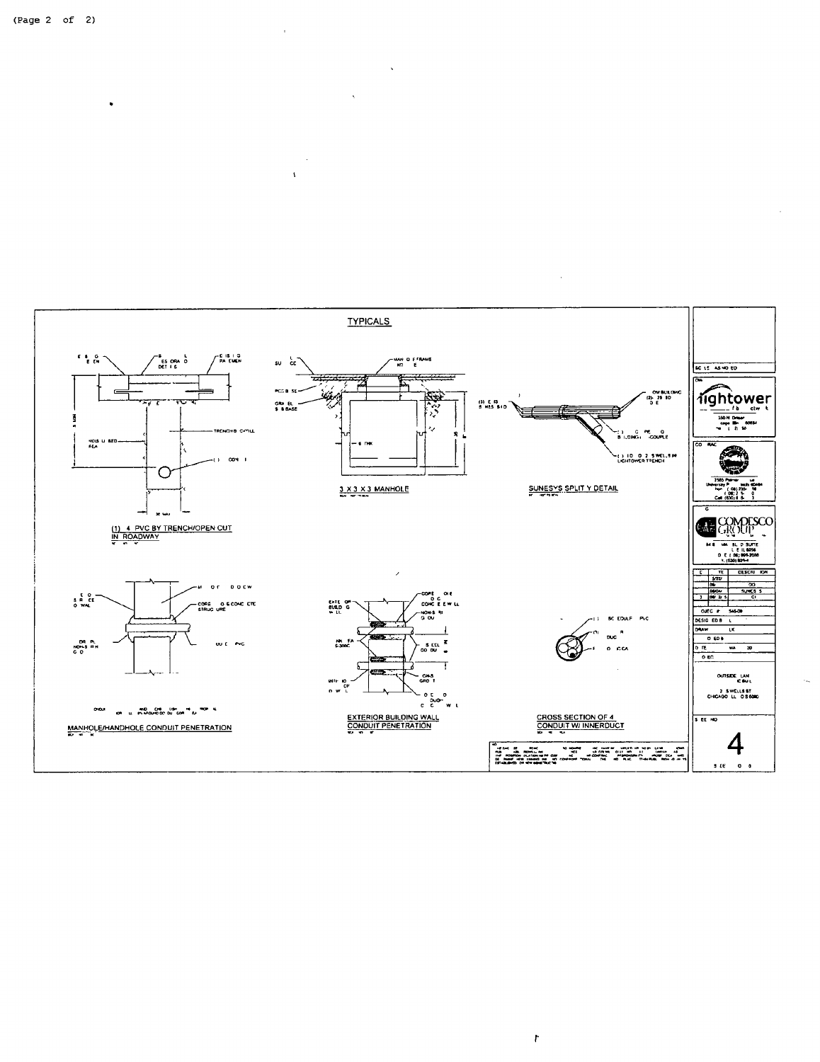## TYPICALS

(1) 4 PVC BY TRENCH/OPEN CUT IN ROADWAY

3 X 3 X 3 MANHOLE

SUNESYS SPLIT Y DETAIL

MANHOLE/HANDHOLE CONDUIT PENETRATION

EXTERIOR BUILDING WALL CONDUIT PENETRATION

CROSS SECTION OF 4 CONDUIT W/ INNERDUCT

lightower

COMPESCO GROUP

OUTSIDE PLAN

2 S WELLS ST
CHICAGO IL

4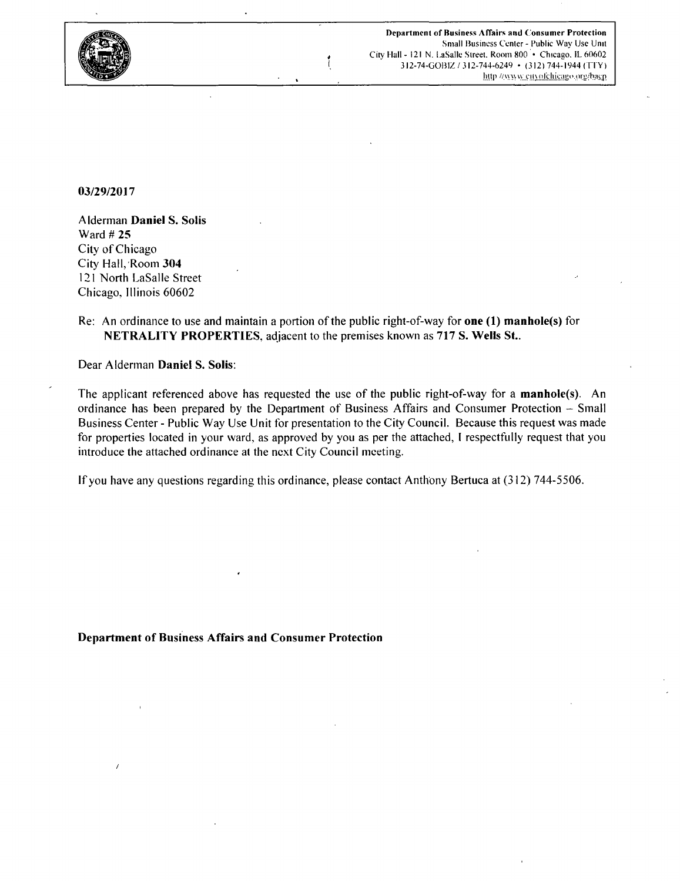**Department of Business Affairs and Consumer Protection**
Small Business Center - Public Way Use Unit
City Hall - 121 N. LaSalle Street, Room 800 • Chicago, IL 60602
312-74-GOBIZ / 312-744-6249 • (312) 744-1944 (TTY)
http://www.cityofchicago.org/bacp

**03/29/2017**

Alderman **Daniel S. Solis**
Ward # **25**
City of Chicago
City Hall, Room **304**
121 North LaSalle Street
Chicago, Illinois 60602

Re: An ordinance to use and maintain a portion of the public right-of-way for **one (1) manhole(s)** for **NETRALITY PROPERTIES**, adjacent to the premises known as **717 S. Wells St.**.

Dear Alderman **Daniel S. Solis**:

The applicant referenced above has requested the use of the public right-of-way for a **manhole(s)**. An ordinance has been prepared by the Department of Business Affairs and Consumer Protection – Small Business Center - Public Way Use Unit for presentation to the City Council. Because this request was made for properties located in your ward, as approved by you as per the attached, I respectfully request that you introduce the attached ordinance at the next City Council meeting.

If you have any questions regarding this ordinance, please contact Anthony Bertuca at (312) 744-5506.

**Department of Business Affairs and Consumer Protection**